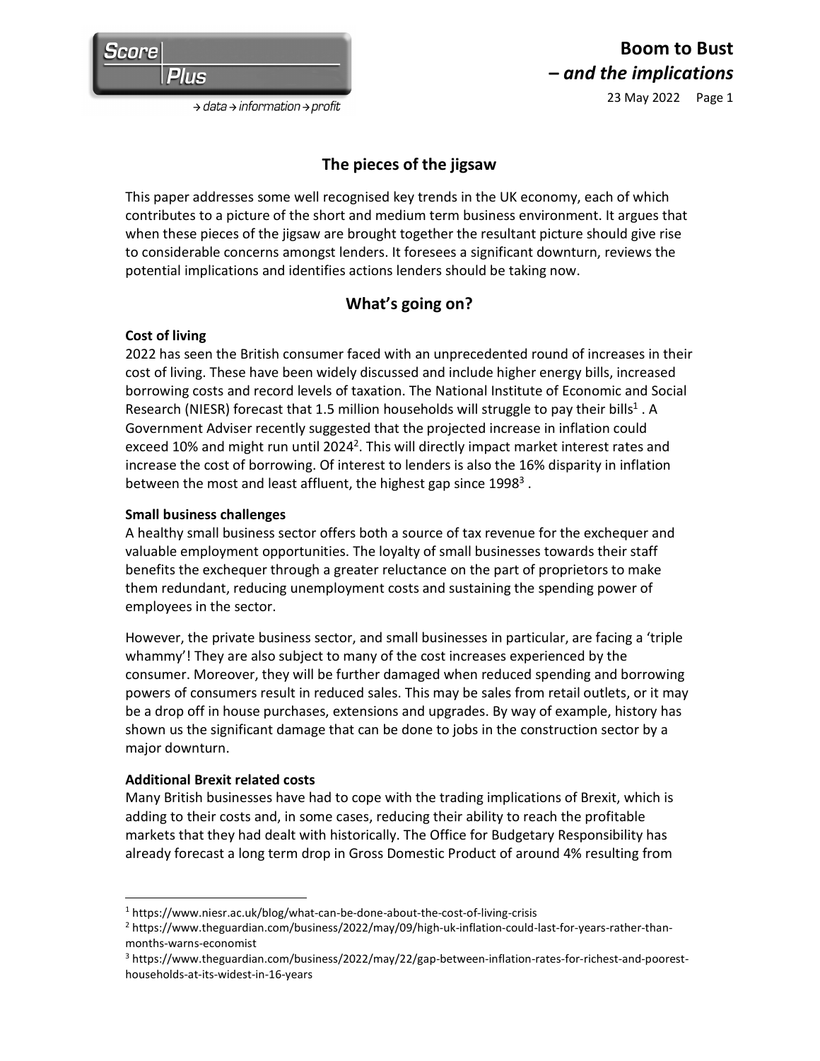Score Plus

→ data → information → profit

# Boom to Bust
## *– and the implications*

23 May 2022

## The pieces of the jigsaw

This paper addresses some well recognised key trends in the UK economy, each of which contributes to a picture of the short and medium term business environment. It argues that when these pieces of the jigsaw are brought together the resultant picture should give rise to considerable concerns amongst lenders. It foresees a significant downturn, reviews the potential implications and identifies actions lenders should be taking now.

## What's going on?

**Cost of living**

2022 has seen the British consumer faced with an unprecedented round of increases in their cost of living. These have been widely discussed and include higher energy bills, increased borrowing costs and record levels of taxation. The National Institute of Economic and Social Research (NIESR) forecast that 1.5 million households will struggle to pay their bills[1]. A Government Adviser recently suggested that the projected increase in inflation could exceed 10% and might run until 2024[2]. This will directly impact market interest rates and increase the cost of borrowing. Of interest to lenders is also the 16% disparity in inflation between the most and least affluent, the highest gap since 1998[3].

**Small business challenges**

A healthy small business sector offers both a source of tax revenue for the exchequer and valuable employment opportunities. The loyalty of small businesses towards their staff benefits the exchequer through a greater reluctance on the part of proprietors to make them redundant, reducing unemployment costs and sustaining the spending power of employees in the sector.

However, the private business sector, and small businesses in particular, are facing a 'triple whammy'! They are also subject to many of the cost increases experienced by the consumer. Moreover, they will be further damaged when reduced spending and borrowing powers of consumers result in reduced sales. This may be sales from retail outlets, or it may be a drop off in house purchases, extensions and upgrades. By way of example, history has shown us the significant damage that can be done to jobs in the construction sector by a major downturn.

**Additional Brexit related costs**

Many British businesses have had to cope with the trading implications of Brexit, which is adding to their costs and, in some cases, reducing their ability to reach the profitable markets that they had dealt with historically. The Office for Budgetary Responsibility has already forecast a long term drop in Gross Domestic Product of around 4% resulting from

---

[1] https://www.niesr.ac.uk/blog/what-can-be-done-about-the-cost-of-living-crisis

[2] https://www.theguardian.com/business/2022/may/09/high-uk-inflation-could-last-for-years-rather-than-months-warns-economist

[3] https://www.theguardian.com/business/2022/may/22/gap-between-inflation-rates-for-richest-and-poorest-households-at-its-widest-in-16-years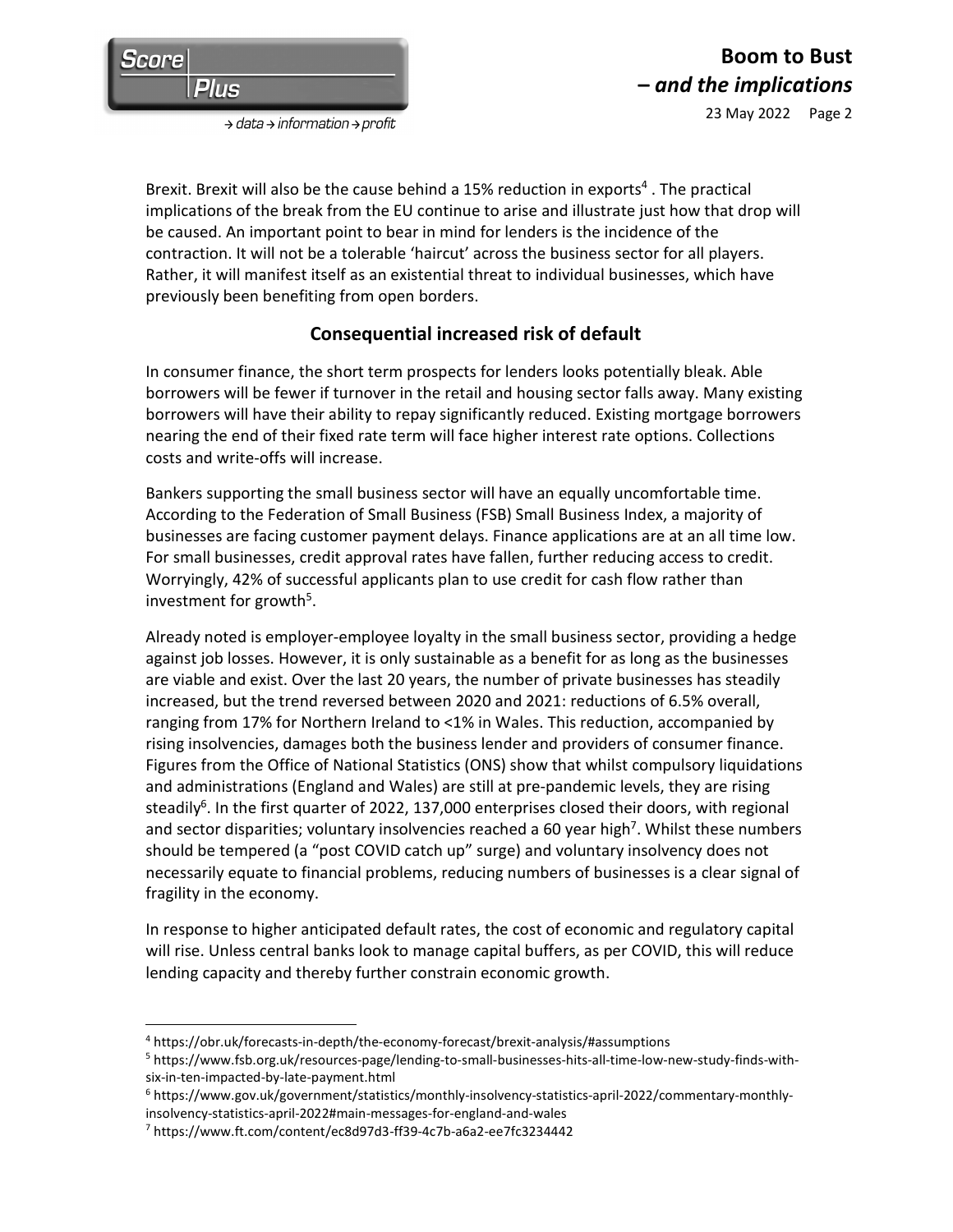Brexit. Brexit will also be the cause behind a 15% reduction in exports[4] . The practical implications of the break from the EU continue to arise and illustrate just how that drop will be caused. An important point to bear in mind for lenders is the incidence of the contraction. It will not be a tolerable 'haircut' across the business sector for all players. Rather, it will manifest itself as an existential threat to individual businesses, which have previously been benefiting from open borders.

## Consequential increased risk of default

In consumer finance, the short term prospects for lenders looks potentially bleak. Able borrowers will be fewer if turnover in the retail and housing sector falls away. Many existing borrowers will have their ability to repay significantly reduced. Existing mortgage borrowers nearing the end of their fixed rate term will face higher interest rate options. Collections costs and write-offs will increase.

Bankers supporting the small business sector will have an equally uncomfortable time. According to the Federation of Small Business (FSB) Small Business Index, a majority of businesses are facing customer payment delays. Finance applications are at an all time low. For small businesses, credit approval rates have fallen, further reducing access to credit. Worryingly, 42% of successful applicants plan to use credit for cash flow rather than investment for growth[5].

Already noted is employer-employee loyalty in the small business sector, providing a hedge against job losses. However, it is only sustainable as a benefit for as long as the businesses are viable and exist. Over the last 20 years, the number of private businesses has steadily increased, but the trend reversed between 2020 and 2021: reductions of 6.5% overall, ranging from 17% for Northern Ireland to <1% in Wales. This reduction, accompanied by rising insolvencies, damages both the business lender and providers of consumer finance. Figures from the Office of National Statistics (ONS) show that whilst compulsory liquidations and administrations (England and Wales) are still at pre-pandemic levels, they are rising steadily[6]. In the first quarter of 2022, 137,000 enterprises closed their doors, with regional and sector disparities; voluntary insolvencies reached a 60 year high[7]. Whilst these numbers should be tempered (a "post COVID catch up" surge) and voluntary insolvency does not necessarily equate to financial problems, reducing numbers of businesses is a clear signal of fragility in the economy.

In response to higher anticipated default rates, the cost of economic and regulatory capital will rise. Unless central banks look to manage capital buffers, as per COVID, this will reduce lending capacity and thereby further constrain economic growth.

---

[4] https://obr.uk/forecasts-in-depth/the-economy-forecast/brexit-analysis/#assumptions

[5] https://www.fsb.org.uk/resources-page/lending-to-small-businesses-hits-all-time-low-new-study-finds-with-six-in-ten-impacted-by-late-payment.html

[6] https://www.gov.uk/government/statistics/monthly-insolvency-statistics-april-2022/commentary-monthly-insolvency-statistics-april-2022#main-messages-for-england-and-wales

[7] https://www.ft.com/content/ec8d97d3-ff39-4c7b-a6a2-ee7fc3234442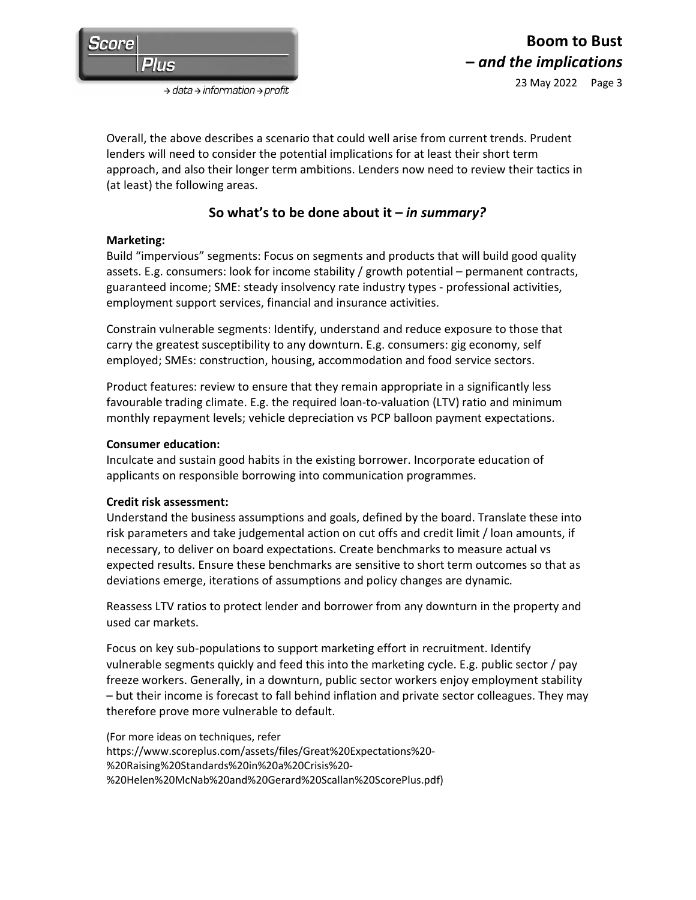Overall, the above describes a scenario that could well arise from current trends. Prudent lenders will need to consider the potential implications for at least their short term approach, and also their longer term ambitions. Lenders now need to review their tactics in (at least) the following areas.

## So what's to be done about it – *in summary?*

**Marketing:**
Build "impervious" segments: Focus on segments and products that will build good quality assets. E.g. consumers: look for income stability / growth potential – permanent contracts, guaranteed income; SME: steady insolvency rate industry types - professional activities, employment support services, financial and insurance activities.

Constrain vulnerable segments: Identify, understand and reduce exposure to those that carry the greatest susceptibility to any downturn. E.g. consumers: gig economy, self employed; SMEs: construction, housing, accommodation and food service sectors.

Product features: review to ensure that they remain appropriate in a significantly less favourable trading climate. E.g. the required loan-to-valuation (LTV) ratio and minimum monthly repayment levels; vehicle depreciation vs PCP balloon payment expectations.

**Consumer education:**
Inculcate and sustain good habits in the existing borrower. Incorporate education of applicants on responsible borrowing into communication programmes.

**Credit risk assessment:**
Understand the business assumptions and goals, defined by the board. Translate these into risk parameters and take judgemental action on cut offs and credit limit / loan amounts, if necessary, to deliver on board expectations. Create benchmarks to measure actual vs expected results. Ensure these benchmarks are sensitive to short term outcomes so that as deviations emerge, iterations of assumptions and policy changes are dynamic.

Reassess LTV ratios to protect lender and borrower from any downturn in the property and used car markets.

Focus on key sub-populations to support marketing effort in recruitment. Identify vulnerable segments quickly and feed this into the marketing cycle. E.g. public sector / pay freeze workers. Generally, in a downturn, public sector workers enjoy employment stability – but their income is forecast to fall behind inflation and private sector colleagues. They may therefore prove more vulnerable to default.

(For more ideas on techniques, refer https://www.scoreplus.com/assets/files/Great%20Expectations%20-%20Raising%20Standards%20in%20a%20Crisis%20-%20Helen%20McNab%20and%20Gerard%20Scallan%20ScorePlus.pdf)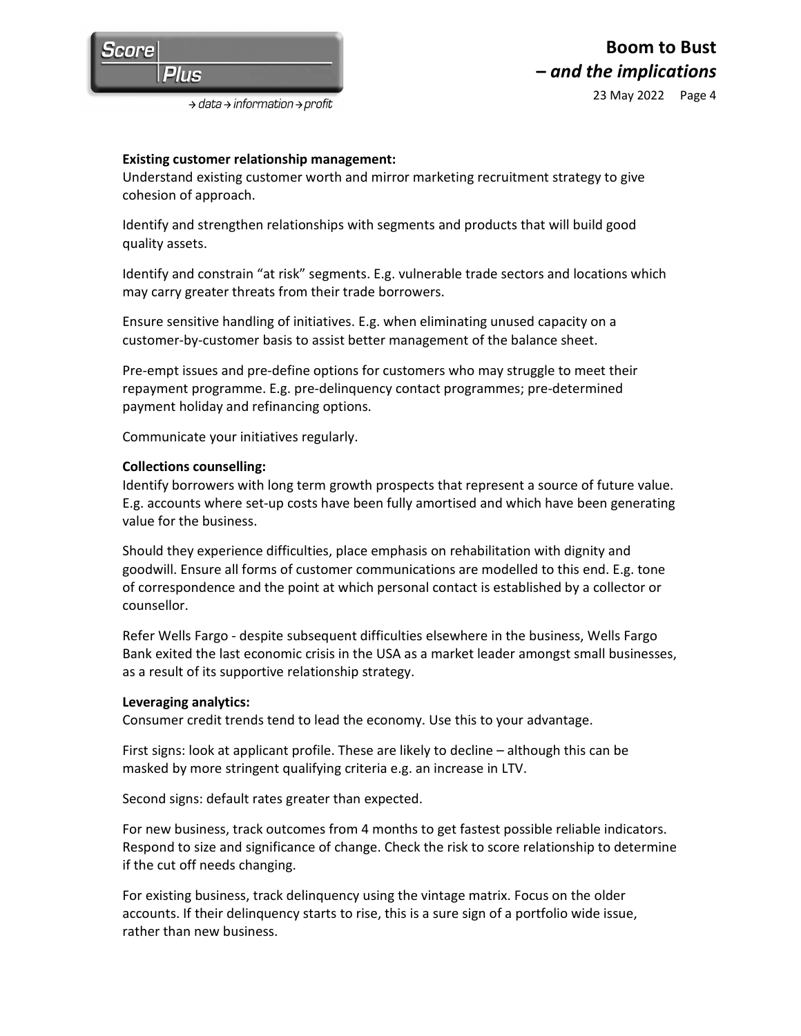**Existing customer relationship management:**
Understand existing customer worth and mirror marketing recruitment strategy to give cohesion of approach.

Identify and strengthen relationships with segments and products that will build good quality assets.

Identify and constrain "at risk" segments. E.g. vulnerable trade sectors and locations which may carry greater threats from their trade borrowers.

Ensure sensitive handling of initiatives. E.g. when eliminating unused capacity on a customer-by-customer basis to assist better management of the balance sheet.

Pre-empt issues and pre-define options for customers who may struggle to meet their repayment programme. E.g. pre-delinquency contact programmes; pre-determined payment holiday and refinancing options.

Communicate your initiatives regularly.

**Collections counselling:**
Identify borrowers with long term growth prospects that represent a source of future value. E.g. accounts where set-up costs have been fully amortised and which have been generating value for the business.

Should they experience difficulties, place emphasis on rehabilitation with dignity and goodwill. Ensure all forms of customer communications are modelled to this end. E.g. tone of correspondence and the point at which personal contact is established by a collector or counsellor.

Refer Wells Fargo - despite subsequent difficulties elsewhere in the business, Wells Fargo Bank exited the last economic crisis in the USA as a market leader amongst small businesses, as a result of its supportive relationship strategy.

**Leveraging analytics:**
Consumer credit trends tend to lead the economy. Use this to your advantage.

First signs: look at applicant profile. These are likely to decline – although this can be masked by more stringent qualifying criteria e.g. an increase in LTV.

Second signs: default rates greater than expected.

For new business, track outcomes from 4 months to get fastest possible reliable indicators. Respond to size and significance of change. Check the risk to score relationship to determine if the cut off needs changing.

For existing business, track delinquency using the vintage matrix. Focus on the older accounts. If their delinquency starts to rise, this is a sure sign of a portfolio wide issue, rather than new business.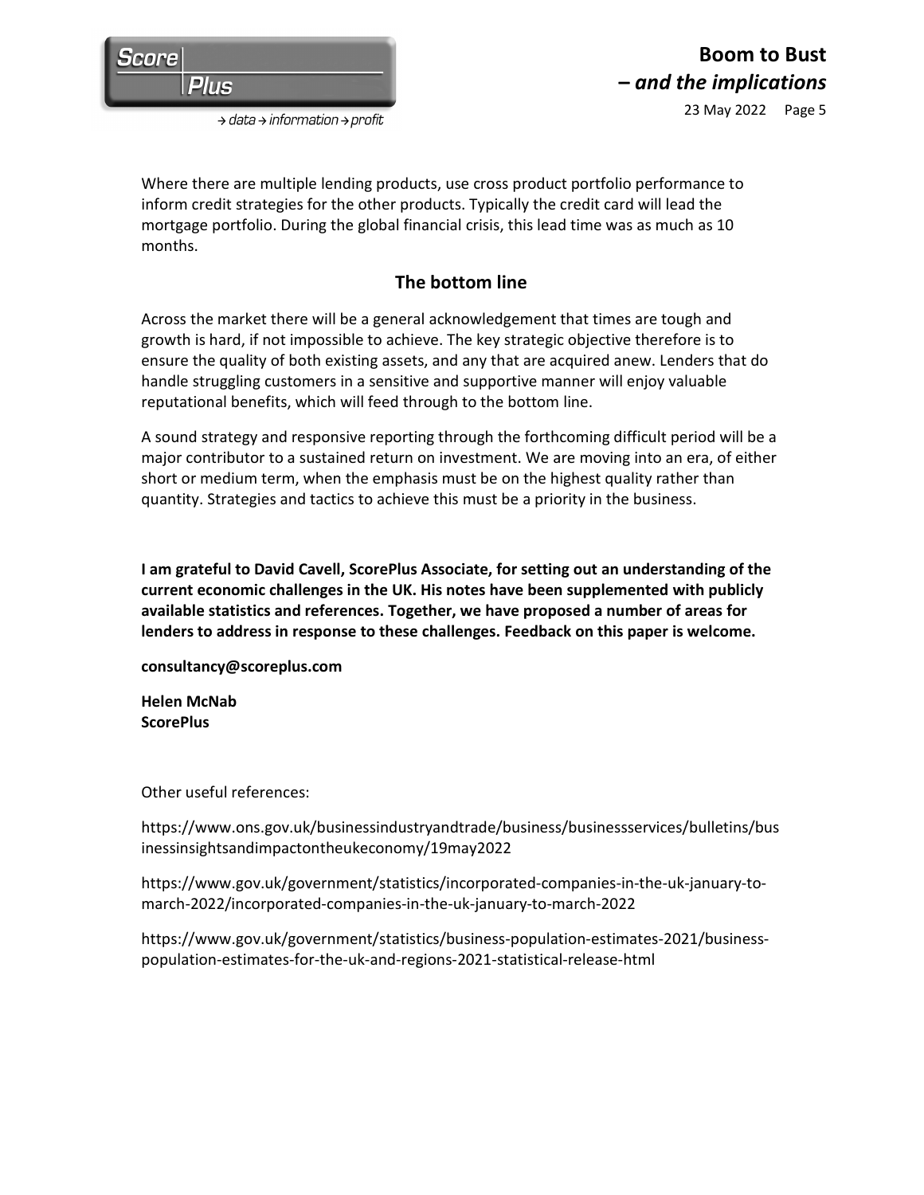Where there are multiple lending products, use cross product portfolio performance to inform credit strategies for the other products. Typically the credit card will lead the mortgage portfolio. During the global financial crisis, this lead time was as much as 10 months.

## The bottom line

Across the market there will be a general acknowledgement that times are tough and growth is hard, if not impossible to achieve. The key strategic objective therefore is to ensure the quality of both existing assets, and any that are acquired anew. Lenders that do handle struggling customers in a sensitive and supportive manner will enjoy valuable reputational benefits, which will feed through to the bottom line.

A sound strategy and responsive reporting through the forthcoming difficult period will be a major contributor to a sustained return on investment. We are moving into an era, of either short or medium term, when the emphasis must be on the highest quality rather than quantity. Strategies and tactics to achieve this must be a priority in the business.

**I am grateful to David Cavell, ScorePlus Associate, for setting out an understanding of the current economic challenges in the UK. His notes have been supplemented with publicly available statistics and references. Together, we have proposed a number of areas for lenders to address in response to these challenges. Feedback on this paper is welcome.**

**consultancy@scoreplus.com**

**Helen McNab**
**ScorePlus**

Other useful references:

https://www.ons.gov.uk/businessindustryandtrade/business/businessservices/bulletins/businessinsightsandimpactontheukeconomy/19may2022

https://www.gov.uk/government/statistics/incorporated-companies-in-the-uk-january-to-march-2022/incorporated-companies-in-the-uk-january-to-march-2022

https://www.gov.uk/government/statistics/business-population-estimates-2021/business-population-estimates-for-the-uk-and-regions-2021-statistical-release-html